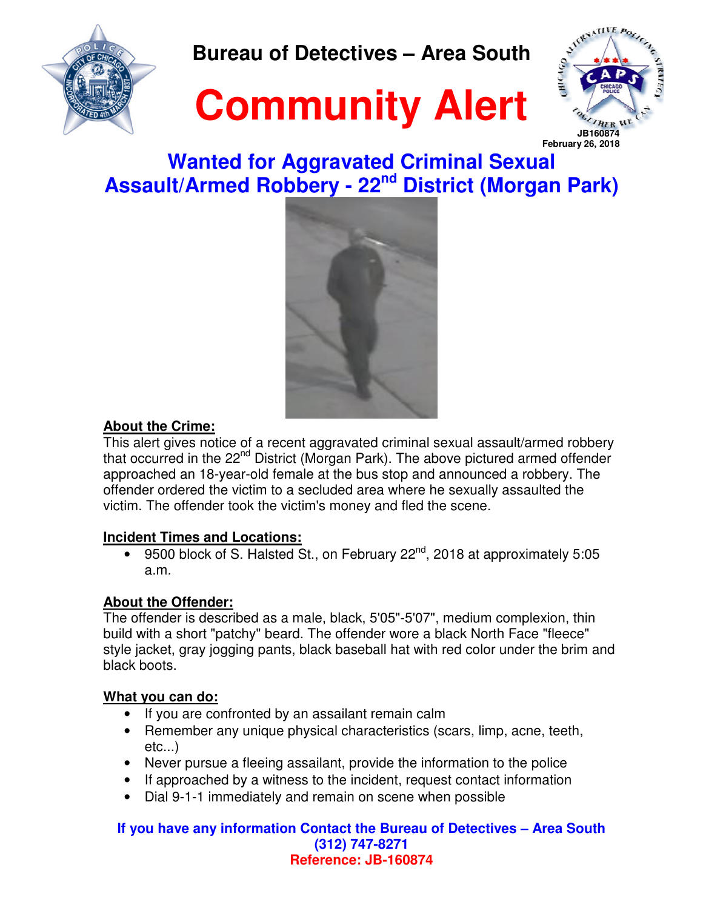# Bureau of Detectives – Area South

# Community Alert

JB160874
February 26, 2018

## Wanted for Aggravated Criminal Sexual Assault/Armed Robbery - 22nd District (Morgan Park)

**About the Crime:**

This alert gives notice of a recent aggravated criminal sexual assault/armed robbery that occurred in the 22nd District (Morgan Park). The above pictured armed offender approached an 18-year-old female at the bus stop and announced a robbery. The offender ordered the victim to a secluded area where he sexually assaulted the victim. The offender took the victim's money and fled the scene.

**Incident Times and Locations:**

- 9500 block of S. Halsted St., on February 22nd, 2018 at approximately 5:05 a.m.

**About the Offender:**

The offender is described as a male, black, 5'05"-5'07", medium complexion, thin build with a short "patchy" beard. The offender wore a black North Face "fleece" style jacket, gray jogging pants, black baseball hat with red color under the brim and black boots.

**What you can do:**

- If you are confronted by an assailant remain calm
- Remember any unique physical characteristics (scars, limp, acne, teeth, etc...)
- Never pursue a fleeing assailant, provide the information to the police
- If approached by a witness to the incident, request contact information
- Dial 9-1-1 immediately and remain on scene when possible

**If you have any information Contact the Bureau of Detectives – Area South**
**(312) 747-8271**
**Reference: JB-160874**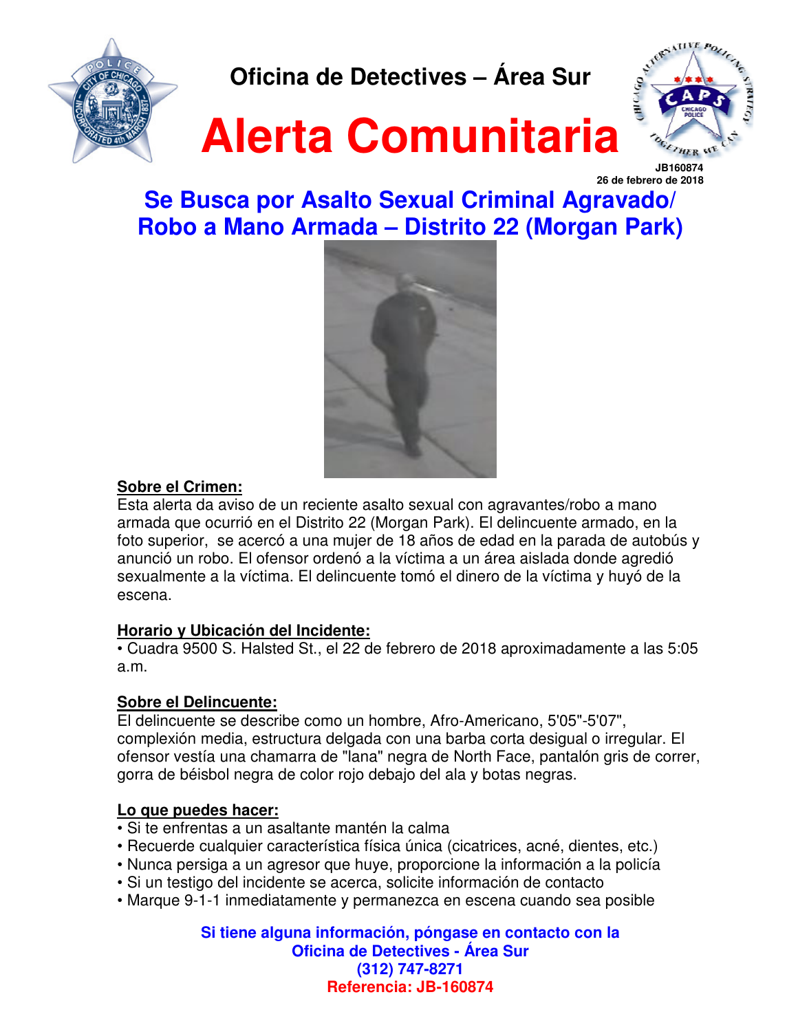# Oficina de Detectives – Área Sur

# Alerta Comunitaria

JB160874
26 de febrero de 2018

## Se Busca por Asalto Sexual Criminal Agravado/ Robo a Mano Armada – Distrito 22 (Morgan Park)

**Sobre el Crimen:**

Esta alerta da aviso de un reciente asalto sexual con agravantes/robo a mano armada que ocurrió en el Distrito 22 (Morgan Park). El delincuente armado, en la foto superior, se acercó a una mujer de 18 años de edad en la parada de autobús y anunció un robo. El ofensor ordenó a la víctima a un área aislada donde agredió sexualmente a la víctima. El delincuente tomó el dinero de la víctima y huyó de la escena.

**Horario y Ubicación del Incidente:**

- Cuadra 9500 S. Halsted St., el 22 de febrero de 2018 aproximadamente a las 5:05 a.m.

**Sobre el Delincuente:**

El delincuente se describe como un hombre, Afro-Americano, 5'05"-5'07", complexión media, estructura delgada con una barba corta desigual o irregular. El ofensor vestía una chamarra de "lana" negra de North Face, pantalón gris de correr, gorra de béisbol negra de color rojo debajo del ala y botas negras.

**Lo que puedes hacer:**

- Si te enfrentas a un asaltante mantén la calma
- Recuerde cualquier característica física única (cicatrices, acné, dientes, etc.)
- Nunca persiga a un agresor que huye, proporcione la información a la policía
- Si un testigo del incidente se acerca, solicite información de contacto
- Marque 9-1-1 inmediatamente y permanezca en escena cuando sea posible

**Si tiene alguna información, póngase en contacto con la Oficina de Detectives - Área Sur**
**(312) 747-8271**
**Referencia: JB-160874**